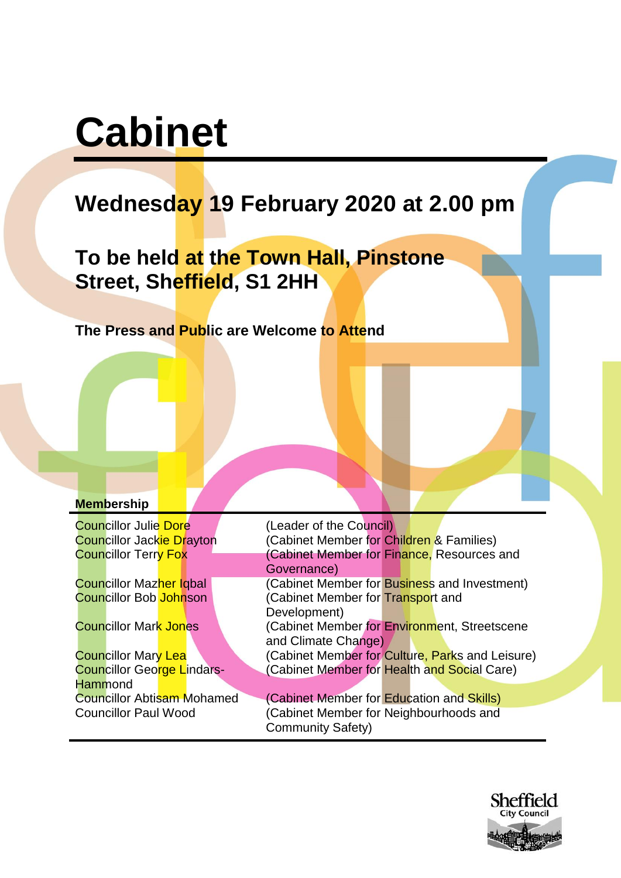# Cabinet

## Wednesday 19 February 2020 at 2.00 pm

## To be held at the Town Hall, Pinstone Street, Sheffield, S1 2HH

**The Press and Public are Welcome to Attend**

**Membership**

| | |
|---|---|
| Councillor Julie Dore | (Leader of the Council) |
| Councillor Jackie Drayton | (Cabinet Member for Children & Families) |
| Councillor Terry Fox | (Cabinet Member for Finance, Resources and Governance) |
| Councillor Mazher Iqbal | (Cabinet Member for Business and Investment) |
| Councillor Bob Johnson | (Cabinet Member for Transport and Development) |
| Councillor Mark Jones | (Cabinet Member for Environment, Streetscene and Climate Change) |
| Councillor Mary Lea | (Cabinet Member for Culture, Parks and Leisure) |
| Councillor George Lindars-Hammond | (Cabinet Member for Health and Social Care) |
| Councillor Abtisam Mohamed | (Cabinet Member for Education and Skills) |
| Councillor Paul Wood | (Cabinet Member for Neighbourhoods and Community Safety) |

Sheffield City Council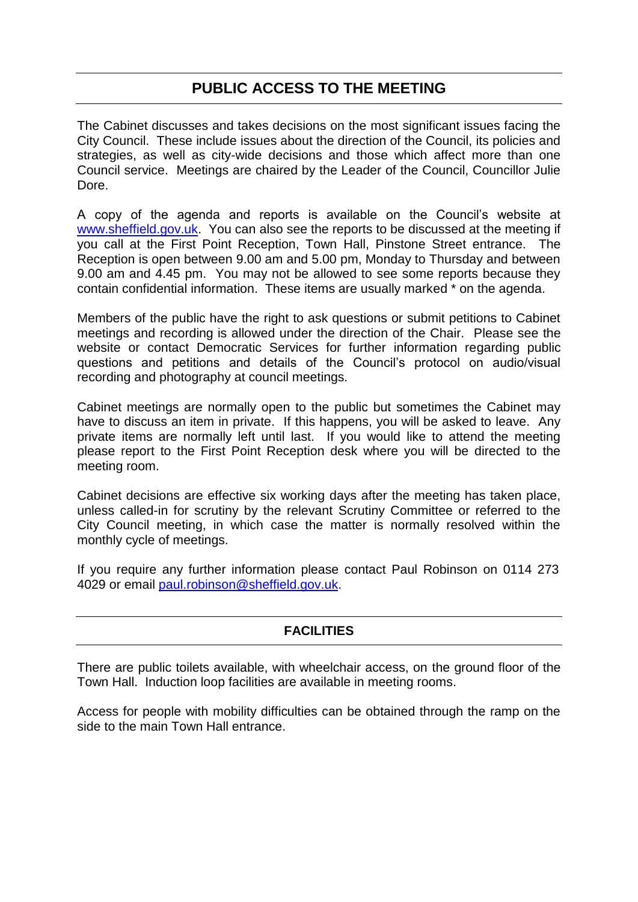## PUBLIC ACCESS TO THE MEETING

The Cabinet discusses and takes decisions on the most significant issues facing the City Council. These include issues about the direction of the Council, its policies and strategies, as well as city-wide decisions and those which affect more than one Council service. Meetings are chaired by the Leader of the Council, Councillor Julie Dore.

A copy of the agenda and reports is available on the Council's website at [www.sheffield.gov.uk](http://www.sheffield.gov.uk). You can also see the reports to be discussed at the meeting if you call at the First Point Reception, Town Hall, Pinstone Street entrance. The Reception is open between 9.00 am and 5.00 pm, Monday to Thursday and between 9.00 am and 4.45 pm. You may not be allowed to see some reports because they contain confidential information. These items are usually marked * on the agenda.

Members of the public have the right to ask questions or submit petitions to Cabinet meetings and recording is allowed under the direction of the Chair. Please see the website or contact Democratic Services for further information regarding public questions and petitions and details of the Council's protocol on audio/visual recording and photography at council meetings.

Cabinet meetings are normally open to the public but sometimes the Cabinet may have to discuss an item in private. If this happens, you will be asked to leave. Any private items are normally left until last. If you would like to attend the meeting please report to the First Point Reception desk where you will be directed to the meeting room.

Cabinet decisions are effective six working days after the meeting has taken place, unless called-in for scrutiny by the relevant Scrutiny Committee or referred to the City Council meeting, in which case the matter is normally resolved within the monthly cycle of meetings.

If you require any further information please contact Paul Robinson on 0114 273 4029 or email [paul.robinson@sheffield.gov.uk](mailto:paul.robinson@sheffield.gov.uk).

### FACILITIES

There are public toilets available, with wheelchair access, on the ground floor of the Town Hall. Induction loop facilities are available in meeting rooms.

Access for people with mobility difficulties can be obtained through the ramp on the side to the main Town Hall entrance.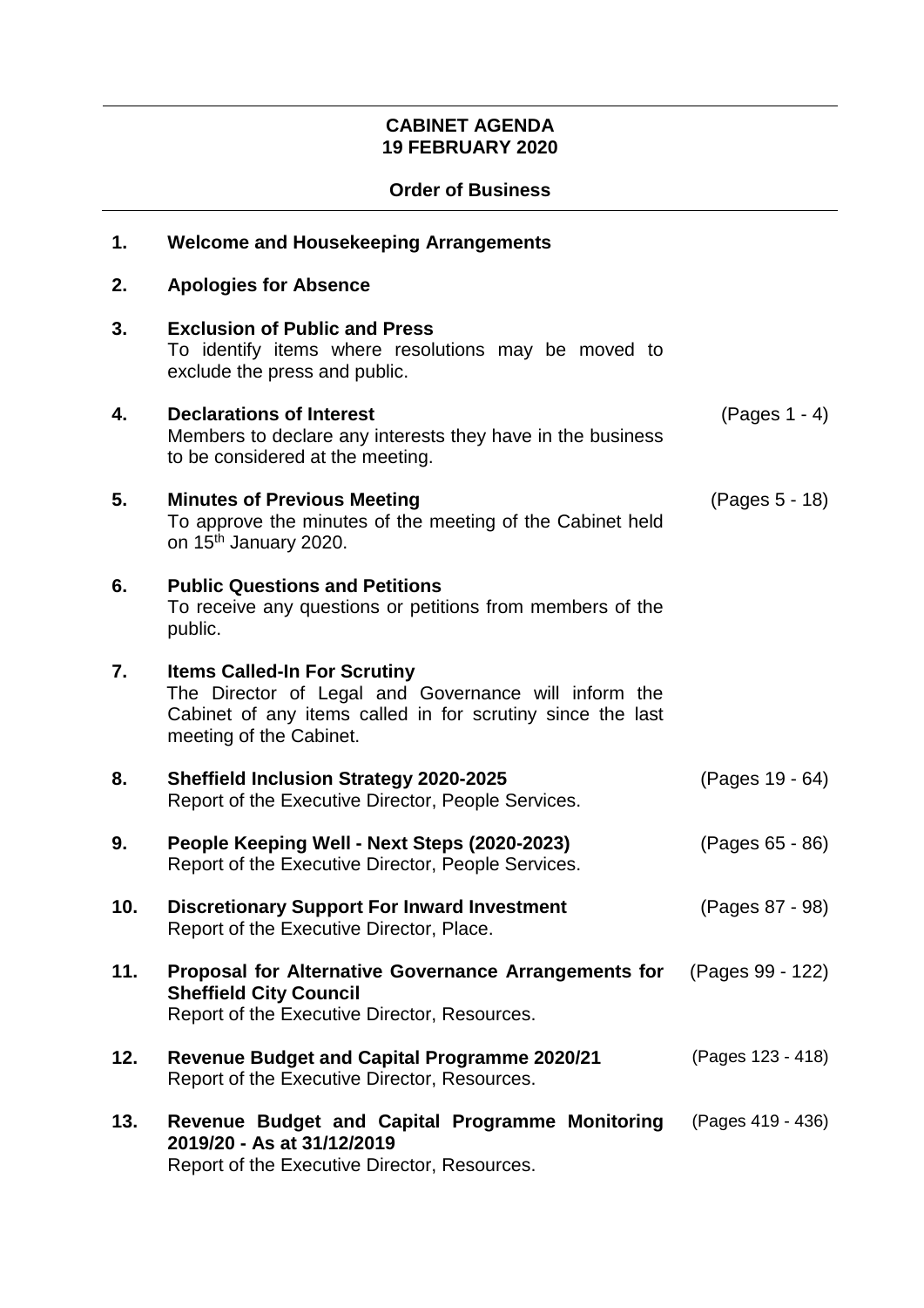**CABINET AGENDA**
**19 FEBRUARY 2020**

**Order of Business**

| | | |
|---|---|---|
| **1.** | **Welcome and Housekeeping Arrangements** | |
| **2.** | **Apologies for Absence** | |
| **3.** | **Exclusion of Public and Press**<br>To identify items where resolutions may be moved to exclude the press and public. | |
| **4.** | **Declarations of Interest**<br>Members to declare any interests they have in the business to be considered at the meeting. | (Pages 1 - 4) |
| **5.** | **Minutes of Previous Meeting**<br>To approve the minutes of the meeting of the Cabinet held on 15th January 2020. | (Pages 5 - 18) |
| **6.** | **Public Questions and Petitions**<br>To receive any questions or petitions from members of the public. | |
| **7.** | **Items Called-In For Scrutiny**<br>The Director of Legal and Governance will inform the Cabinet of any items called in for scrutiny since the last meeting of the Cabinet. | |
| **8.** | **Sheffield Inclusion Strategy 2020-2025**<br>Report of the Executive Director, People Services. | (Pages 19 - 64) |
| **9.** | **People Keeping Well - Next Steps (2020-2023)**<br>Report of the Executive Director, People Services. | (Pages 65 - 86) |
| **10.** | **Discretionary Support For Inward Investment**<br>Report of the Executive Director, Place. | (Pages 87 - 98) |
| **11.** | **Proposal for Alternative Governance Arrangements for Sheffield City Council**<br>Report of the Executive Director, Resources. | (Pages 99 - 122) |
| **12.** | **Revenue Budget and Capital Programme 2020/21**<br>Report of the Executive Director, Resources. | (Pages 123 - 418) |
| **13.** | **Revenue Budget and Capital Programme Monitoring 2019/20 - As at 31/12/2019**<br>Report of the Executive Director, Resources. | (Pages 419 - 436) |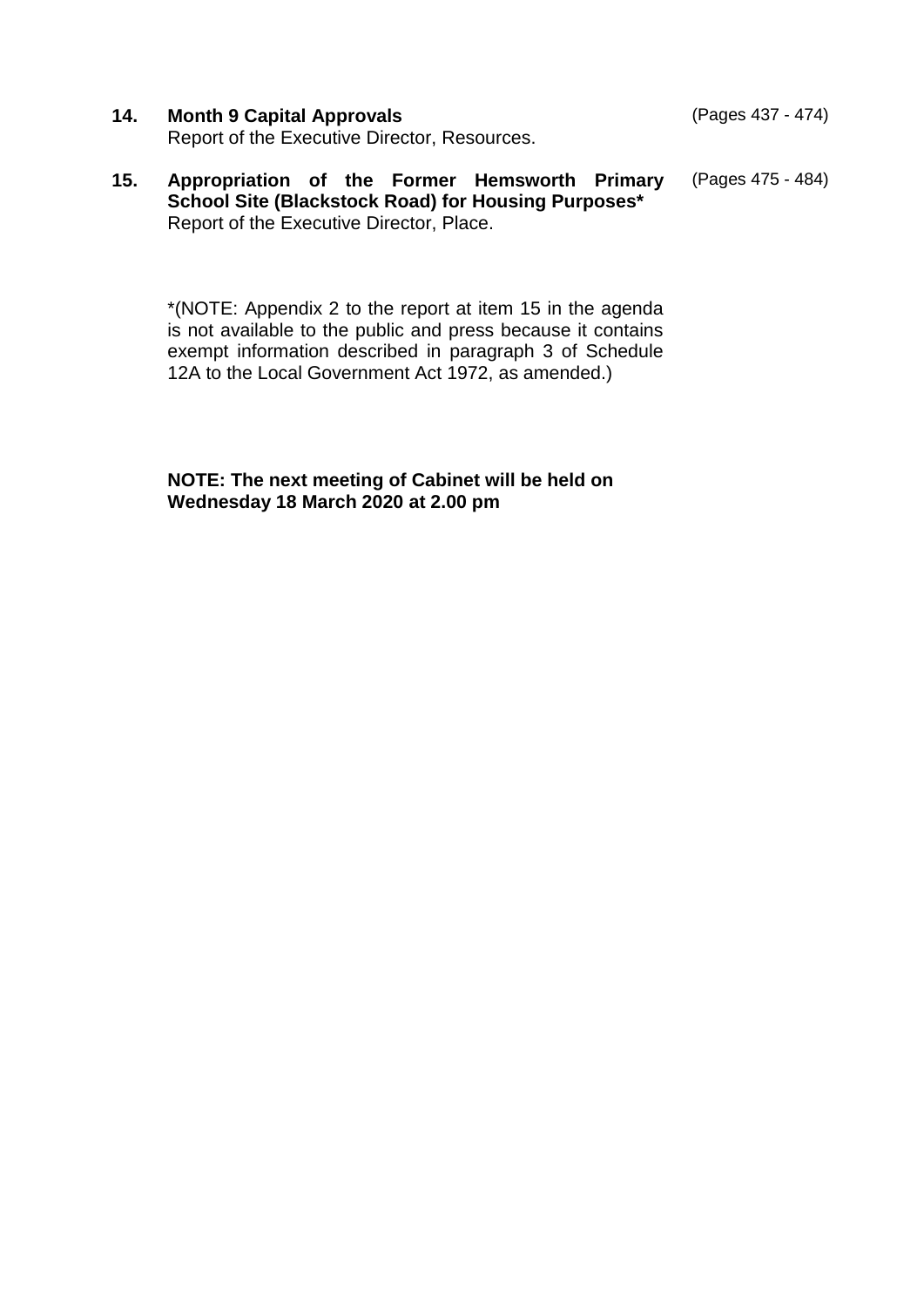**14. Month 9 Capital Approvals** (Pages 437 - 474)
Report of the Executive Director, Resources.

**15. Appropriation of the Former Hemsworth Primary School Site (Blackstock Road) for Housing Purposes*** (Pages 475 - 484)
Report of the Executive Director, Place.

*(NOTE: Appendix 2 to the report at item 15 in the agenda is not available to the public and press because it contains exempt information described in paragraph 3 of Schedule 12A to the Local Government Act 1972, as amended.)

**NOTE: The next meeting of Cabinet will be held on Wednesday 18 March 2020 at 2.00 pm**